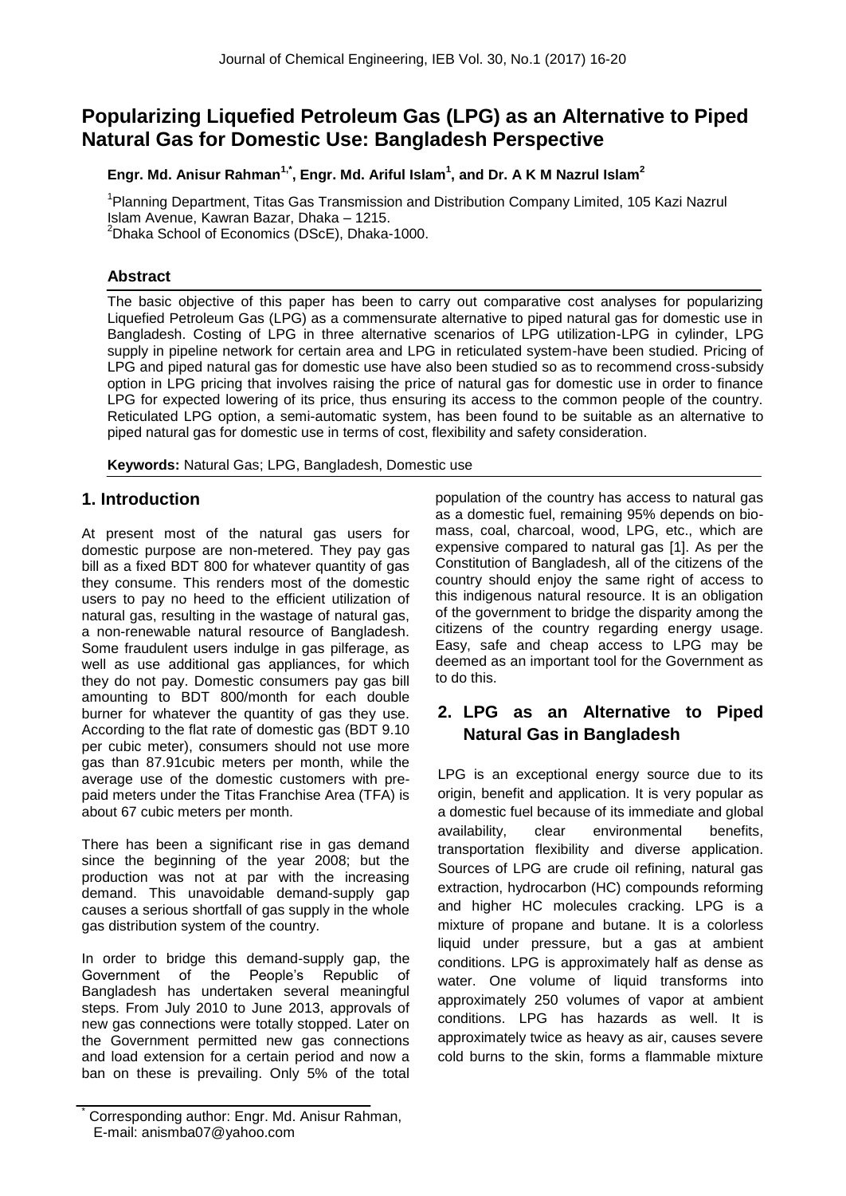# Popularizing Liquefied Petroleum Gas (LPG) as an Alternative to Piped Natural Gas for Domestic Use: Bangladesh Perspective

**Engr. Md. Anisur Rahman[1,*], Engr. Md. Ariful Islam[1], and Dr. A K M Nazrul Islam[2]**

[1]Planning Department, Titas Gas Transmission and Distribution Company Limited, 105 Kazi Nazrul Islam Avenue, Kawran Bazar, Dhaka – 1215.
[2]Dhaka School of Economics (DScE), Dhaka-1000.

## Abstract

The basic objective of this paper has been to carry out comparative cost analyses for popularizing Liquefied Petroleum Gas (LPG) as a commensurate alternative to piped natural gas for domestic use in Bangladesh. Costing of LPG in three alternative scenarios of LPG utilization-LPG in cylinder, LPG supply in pipeline network for certain area and LPG in reticulated system-have been studied. Pricing of LPG and piped natural gas for domestic use have also been studied so as to recommend cross-subsidy option in LPG pricing that involves raising the price of natural gas for domestic use in order to finance LPG for expected lowering of its price, thus ensuring its access to the common people of the country. Reticulated LPG option, a semi-automatic system, has been found to be suitable as an alternative to piped natural gas for domestic use in terms of cost, flexibility and safety consideration.

**Keywords:** Natural Gas; LPG, Bangladesh, Domestic use

## 1. Introduction

At present most of the natural gas users for domestic purpose are non-metered. They pay gas bill as a fixed BDT 800 for whatever quantity of gas they consume. This renders most of the domestic users to pay no heed to the efficient utilization of natural gas, resulting in the wastage of natural gas, a non-renewable natural resource of Bangladesh. Some fraudulent users indulge in gas pilferage, as well as use additional gas appliances, for which they do not pay. Domestic consumers pay gas bill amounting to BDT 800/month for each double burner for whatever the quantity of gas they use. According to the flat rate of domestic gas (BDT 9.10 per cubic meter), consumers should not use more gas than 87.91cubic meters per month, while the average use of the domestic customers with pre-paid meters under the Titas Franchise Area (TFA) is about 67 cubic meters per month.

There has been a significant rise in gas demand since the beginning of the year 2008; but the production was not at par with the increasing demand. This unavoidable demand-supply gap causes a serious shortfall of gas supply in the whole gas distribution system of the country.

In order to bridge this demand-supply gap, the Government of the People's Republic of Bangladesh has undertaken several meaningful steps. From July 2010 to June 2013, approvals of new gas connections were totally stopped. Later on the Government permitted new gas connections and load extension for a certain period and now a ban on these is prevailing. Only 5% of the total population of the country has access to natural gas as a domestic fuel, remaining 95% depends on bio-mass, coal, charcoal, wood, LPG, etc., which are expensive compared to natural gas [1]. As per the Constitution of Bangladesh, all of the citizens of the country should enjoy the same right of access to this indigenous natural resource. It is an obligation of the government to bridge the disparity among the citizens of the country regarding energy usage. Easy, safe and cheap access to LPG may be deemed as an important tool for the Government as to do this.

## 2. LPG as an Alternative to Piped Natural Gas in Bangladesh

LPG is an exceptional energy source due to its origin, benefit and application. It is very popular as a domestic fuel because of its immediate and global availability, clear environmental benefits, transportation flexibility and diverse application. Sources of LPG are crude oil refining, natural gas extraction, hydrocarbon (HC) compounds reforming and higher HC molecules cracking. LPG is a mixture of propane and butane. It is a colorless liquid under pressure, but a gas at ambient conditions. LPG is approximately half as dense as water. One volume of liquid transforms into approximately 250 volumes of vapor at ambient conditions. LPG has hazards as well. It is approximately twice as heavy as air, causes severe cold burns to the skin, forms a flammable mixture

* Corresponding author: Engr. Md. Anisur Rahman, E-mail: anismba07@yahoo.com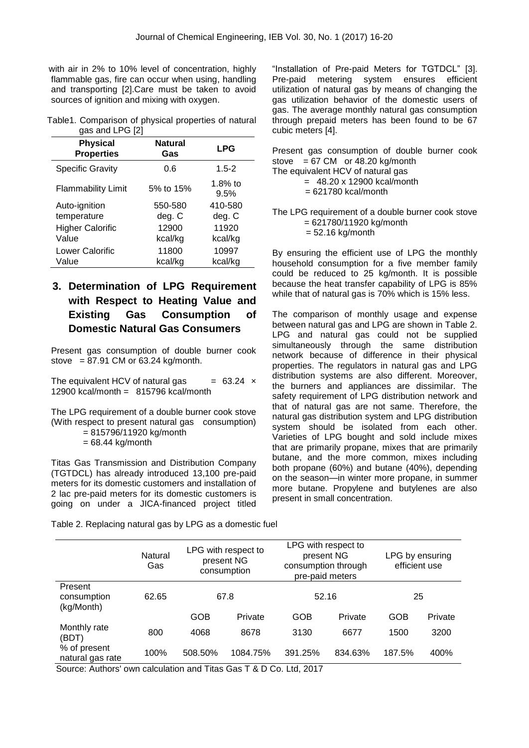with air in 2% to 10% level of concentration, highly flammable gas, fire can occur when using, handling and transporting [2].Care must be taken to avoid sources of ignition and mixing with oxygen.

Table1. Comparison of physical properties of natural gas and LPG [2]

| Physical Properties | Natural Gas | LPG |
|---|---|---|
| Specific Gravity | 0.6 | 1.5-2 |
| Flammability Limit | 5% to 15% | 1.8% to 9.5% |
| Auto-ignition temperature | 550-580 deg. C | 410-580 deg. C |
| Higher Calorific Value | 12900 kcal/kg | 11920 kcal/kg |
| Lower Calorific Value | 11800 kcal/kg | 10997 kcal/kg |

## 3. Determination of LPG Requirement with Respect to Heating Value and Existing Gas Consumption of Domestic Natural Gas Consumers

Present gas consumption of double burner cook stove = 87.91 CM or 63.24 kg/month.

The equivalent HCV of natural gas = 63.24 × 12900 kcal/month = 815796 kcal/month

The LPG requirement of a double burner cook stove (With respect to present natural gas consumption)
= 815796/11920 kg/month
= 68.44 kg/month

Titas Gas Transmission and Distribution Company (TGTDCL) has already introduced 13,100 pre-paid meters for its domestic customers and installation of 2 lac pre-paid meters for its domestic customers is going on under a JICA-financed project titled "Installation of Pre-paid Meters for TGTDCL" [3]. Pre-paid metering system ensures efficient utilization of natural gas by means of changing the gas utilization behavior of the domestic users of gas. The average monthly natural gas consumption through prepaid meters has been found to be 67 cubic meters [4].

Present gas consumption of double burner cook stove = 67 CM or 48.20 kg/month
The equivalent HCV of natural gas
= 48.20 x 12900 kcal/month
= 621780 kcal/month

The LPG requirement of a double burner cook stove
= 621780/11920 kg/month
= 52.16 kg/month

By ensuring the efficient use of LPG the monthly household consumption for a five member family could be reduced to 25 kg/month. It is possible because the heat transfer capability of LPG is 85% while that of natural gas is 70% which is 15% less.

The comparison of monthly usage and expense between natural gas and LPG are shown in Table 2. LPG and natural gas could not be supplied simultaneously through the same distribution network because of difference in their physical properties. The regulators in natural gas and LPG distribution systems are also different. Moreover, the burners and appliances are dissimilar. The safety requirement of LPG distribution network and that of natural gas are not same. Therefore, the natural gas distribution system and LPG distribution system should be isolated from each other. Varieties of LPG bought and sold include mixes that are primarily propane, mixes that are primarily butane, and the more common, mixes including both propane (60%) and butane (40%), depending on the season—in winter more propane, in summer more butane. Propylene and butylenes are also present in small concentration.

Table 2. Replacing natural gas by LPG as a domestic fuel

| | Natural Gas | LPG with respect to present NG consumption | | LPG with respect to present NG consumption through pre-paid meters | | LPG by ensuring efficient use | |
|---|---|---|---|---|---|---|---|
| Present consumption (kg/Month) | 62.65 | 67.8 | | 52.16 | | 25 | |
| | | GOB | Private | GOB | Private | GOB | Private |
| Monthly rate (BDT) | 800 | 4068 | 8678 | 3130 | 6677 | 1500 | 3200 |
| % of present natural gas rate | 100% | 508.50% | 1084.75% | 391.25% | 834.63% | 187.5% | 400% |

Source: Authors' own calculation and Titas Gas T & D Co. Ltd, 2017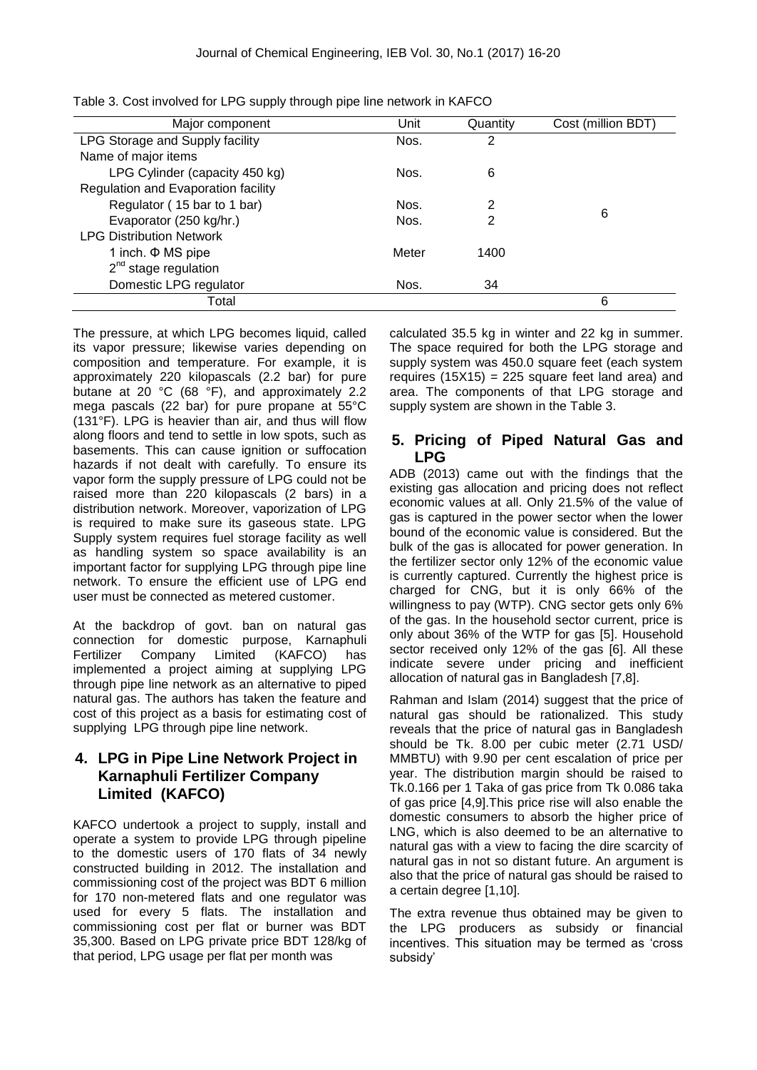Table 3. Cost involved for LPG supply through pipe line network in KAFCO

| Major component | Unit | Quantity | Cost (million BDT) |
|---|---|---|---|
| LPG Storage and Supply facility | Nos. | 2 | |
| Name of major items | | | |
| LPG Cylinder (capacity 450 kg) | Nos. | 6 | |
| Regulation and Evaporation facility | | | |
| Regulator ( 15 bar to 1 bar) | Nos. | 2 | 6 |
| Evaporator (250 kg/hr.) | Nos. | 2 | |
| LPG Distribution Network | | | |
| 1 inch. Φ MS pipe | Meter | 1400 | |
| 2nd stage regulation | | | |
| Domestic LPG regulator | Nos. | 34 | |
| Total | | | 6 |

The pressure, at which LPG becomes liquid, called its vapor pressure; likewise varies depending on composition and temperature. For example, it is approximately 220 kilopascals (2.2 bar) for pure butane at 20 °C (68 °F), and approximately 2.2 mega pascals (22 bar) for pure propane at 55°C (131°F). LPG is heavier than air, and thus will flow along floors and tend to settle in low spots, such as basements. This can cause ignition or suffocation hazards if not dealt with carefully. To ensure its vapor form the supply pressure of LPG could not be raised more than 220 kilopascals (2 bars) in a distribution network. Moreover, vaporization of LPG is required to make sure its gaseous state. LPG Supply system requires fuel storage facility as well as handling system so space availability is an important factor for supplying LPG through pipe line network. To ensure the efficient use of LPG end user must be connected as metered customer.

At the backdrop of govt. ban on natural gas connection for domestic purpose, Karnaphuli Fertilizer Company Limited (KAFCO) has implemented a project aiming at supplying LPG through pipe line network as an alternative to piped natural gas. The authors has taken the feature and cost of this project as a basis for estimating cost of supplying LPG through pipe line network.

## 4. LPG in Pipe Line Network Project in Karnaphuli Fertilizer Company Limited (KAFCO)

KAFCO undertook a project to supply, install and operate a system to provide LPG through pipeline to the domestic users of 170 flats of 34 newly constructed building in 2012. The installation and commissioning cost of the project was BDT 6 million for 170 non-metered flats and one regulator was used for every 5 flats. The installation and commissioning cost per flat or burner was BDT 35,300. Based on LPG private price BDT 128/kg of that period, LPG usage per flat per month was calculated 35.5 kg in winter and 22 kg in summer. The space required for both the LPG storage and supply system was 450.0 square feet (each system requires (15X15) = 225 square feet land area) and area. The components of that LPG storage and supply system are shown in the Table 3.

## 5. Pricing of Piped Natural Gas and LPG

ADB (2013) came out with the findings that the existing gas allocation and pricing does not reflect economic values at all. Only 21.5% of the value of gas is captured in the power sector when the lower bound of the economic value is considered. But the bulk of the gas is allocated for power generation. In the fertilizer sector only 12% of the economic value is currently captured. Currently the highest price is charged for CNG, but it is only 66% of the willingness to pay (WTP). CNG sector gets only 6% of the gas. In the household sector current, price is only about 36% of the WTP for gas [5]. Household sector received only 12% of the gas [6]. All these indicate severe under pricing and inefficient allocation of natural gas in Bangladesh [7,8].

Rahman and Islam (2014) suggest that the price of natural gas should be rationalized. This study reveals that the price of natural gas in Bangladesh should be Tk. 8.00 per cubic meter (2.71 USD/ MMBTU) with 9.90 per cent escalation of price per year. The distribution margin should be raised to Tk.0.166 per 1 Taka of gas price from Tk 0.086 taka of gas price [4,9].This price rise will also enable the domestic consumers to absorb the higher price of LNG, which is also deemed to be an alternative to natural gas with a view to facing the dire scarcity of natural gas in not so distant future. An argument is also that the price of natural gas should be raised to a certain degree [1,10].

The extra revenue thus obtained may be given to the LPG producers as subsidy or financial incentives. This situation may be termed as 'cross subsidy'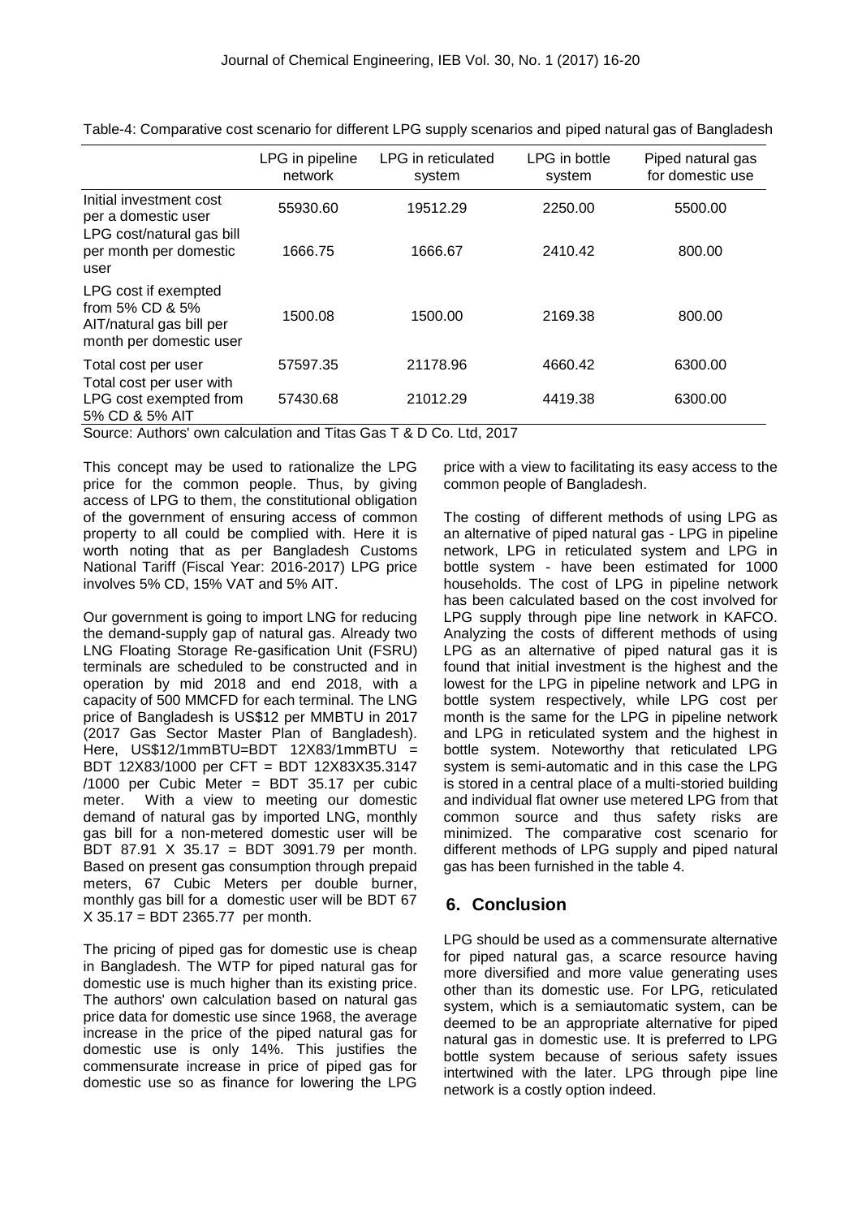Table-4: Comparative cost scenario for different LPG supply scenarios and piped natural gas of Bangladesh

| | LPG in pipeline network | LPG in reticulated system | LPG in bottle system | Piped natural gas for domestic use |
|---|---|---|---|---|
| Initial investment cost per a domestic user | 55930.60 | 19512.29 | 2250.00 | 5500.00 |
| LPG cost/natural gas bill per month per domestic user | 1666.75 | 1666.67 | 2410.42 | 800.00 |
| LPG cost if exempted from 5% CD & 5% AIT/natural gas bill per month per domestic user | 1500.08 | 1500.00 | 2169.38 | 800.00 |
| Total cost per user | 57597.35 | 21178.96 | 4660.42 | 6300.00 |
| Total cost per user with LPG cost exempted from 5% CD & 5% AIT | 57430.68 | 21012.29 | 4419.38 | 6300.00 |

Source: Authors' own calculation and Titas Gas T & D Co. Ltd, 2017

This concept may be used to rationalize the LPG price for the common people. Thus, by giving access of LPG to them, the constitutional obligation of the government of ensuring access of common property to all could be complied with. Here it is worth noting that as per Bangladesh Customs National Tariff (Fiscal Year: 2016-2017) LPG price involves 5% CD, 15% VAT and 5% AIT.

Our government is going to import LNG for reducing the demand-supply gap of natural gas. Already two LNG Floating Storage Re-gasification Unit (FSRU) terminals are scheduled to be constructed and in operation by mid 2018 and end 2018, with a capacity of 500 MMCFD for each terminal. The LNG price of Bangladesh is US$12 per MMBTU in 2017 (2017 Gas Sector Master Plan of Bangladesh). Here, US$12/1mmBTU=BDT 12X83/1mmBTU = BDT 12X83/1000 per CFT = BDT 12X83X35.3147 /1000 per Cubic Meter = BDT 35.17 per cubic meter. With a view to meeting our domestic demand of natural gas by imported LNG, monthly gas bill for a non-metered domestic user will be BDT 87.91 X 35.17 = BDT 3091.79 per month. Based on present gas consumption through prepaid meters, 67 Cubic Meters per double burner, monthly gas bill for a domestic user will be BDT 67 X 35.17 = BDT 2365.77 per month.

The pricing of piped gas for domestic use is cheap in Bangladesh. The WTP for piped natural gas for domestic use is much higher than its existing price. The authors' own calculation based on natural gas price data for domestic use since 1968, the average increase in the price of the piped natural gas for domestic use is only 14%. This justifies the commensurate increase in price of piped gas for domestic use so as finance for lowering the LPG price with a view to facilitating its easy access to the common people of Bangladesh.

The costing of different methods of using LPG as an alternative of piped natural gas - LPG in pipeline network, LPG in reticulated system and LPG in bottle system - have been estimated for 1000 households. The cost of LPG in pipeline network has been calculated based on the cost involved for LPG supply through pipe line network in KAFCO. Analyzing the costs of different methods of using LPG as an alternative of piped natural gas it is found that initial investment is the highest and the lowest for the LPG in pipeline network and LPG in bottle system respectively, while LPG cost per month is the same for the LPG in pipeline network and LPG in reticulated system and the highest in bottle system. Noteworthy that reticulated LPG system is semi-automatic and in this case the LPG is stored in a central place of a multi-storied building and individual flat owner use metered LPG from that common source and thus safety risks are minimized. The comparative cost scenario for different methods of LPG supply and piped natural gas has been furnished in the table 4.

## 6. Conclusion

LPG should be used as a commensurate alternative for piped natural gas, a scarce resource having more diversified and more value generating uses other than its domestic use. For LPG, reticulated system, which is a semiautomatic system, can be deemed to be an appropriate alternative for piped natural gas in domestic use. It is preferred to LPG bottle system because of serious safety issues intertwined with the later. LPG through pipe line network is a costly option indeed.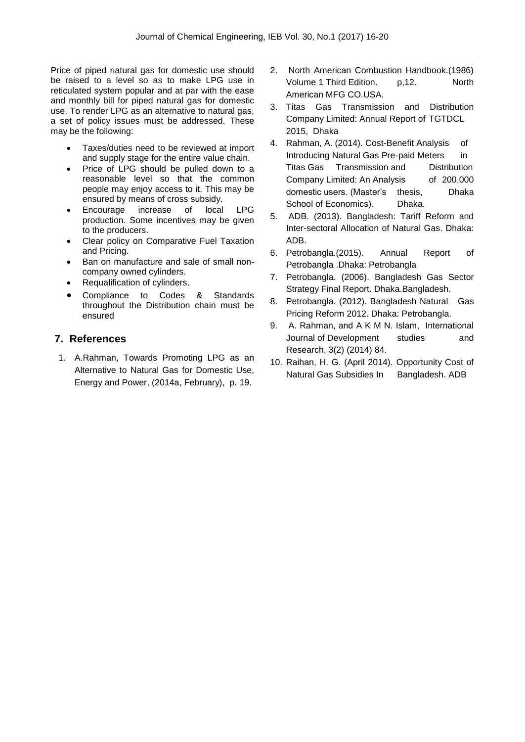Price of piped natural gas for domestic use should be raised to a level so as to make LPG use in reticulated system popular and at par with the ease and monthly bill for piped natural gas for domestic use. To render LPG as an alternative to natural gas, a set of policy issues must be addressed. These may be the following:

- Taxes/duties need to be reviewed at import and supply stage for the entire value chain.
- Price of LPG should be pulled down to a reasonable level so that the common people may enjoy access to it. This may be ensured by means of cross subsidy.
- Encourage increase of local LPG production. Some incentives may be given to the producers.
- Clear policy on Comparative Fuel Taxation and Pricing.
- Ban on manufacture and sale of small non-company owned cylinders.
- Requalification of cylinders.
- Compliance to Codes & Standards throughout the Distribution chain must be ensured

## 7. References

1. A.Rahman, Towards Promoting LPG as an Alternative to Natural Gas for Domestic Use, Energy and Power, (2014a, February), p. 19.
2. North American Combustion Handbook.(1986) Volume 1 Third Edition. p,12. North American MFG CO.USA.
3. Titas Gas Transmission and Distribution Company Limited: Annual Report of TGTDCL 2015, Dhaka
4. Rahman, A. (2014). Cost-Benefit Analysis of Introducing Natural Gas Pre-paid Meters in Titas Gas Transmission and Distribution Company Limited: An Analysis of 200,000 domestic users. (Master's thesis, Dhaka School of Economics). Dhaka.
5. ADB. (2013). Bangladesh: Tariff Reform and Inter-sectoral Allocation of Natural Gas. Dhaka: ADB.
6. Petrobangla.(2015). Annual Report of Petrobangla .Dhaka: Petrobangla
7. Petrobangla. (2006). Bangladesh Gas Sector Strategy Final Report. Dhaka.Bangladesh.
8. Petrobangla. (2012). Bangladesh Natural Gas Pricing Reform 2012. Dhaka: Petrobangla.
9. A. Rahman, and A K M N. Islam, International Journal of Development studies and Research, 3(2) (2014) 84.
10. Raihan, H. G. (April 2014). Opportunity Cost of Natural Gas Subsidies In Bangladesh. ADB